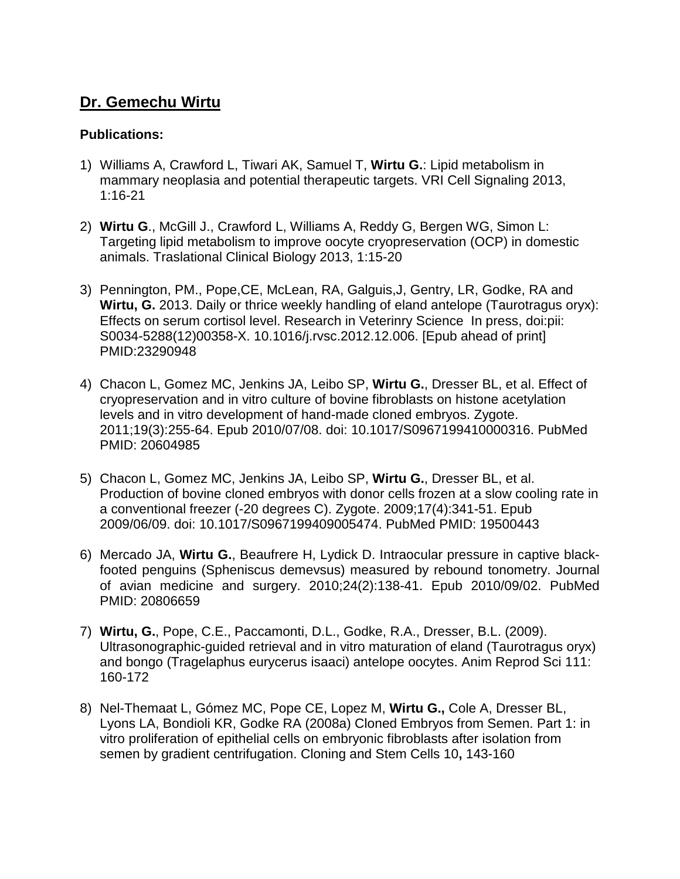## Dr. Gemechu Wirtu

**Publications:**

1) Williams A, Crawford L, Tiwari AK, Samuel T, **Wirtu G.**: Lipid metabolism in mammary neoplasia and potential therapeutic targets. VRI Cell Signaling 2013, 1:16-21

2) **Wirtu G**., McGill J., Crawford L, Williams A, Reddy G, Bergen WG, Simon L: Targeting lipid metabolism to improve oocyte cryopreservation (OCP) in domestic animals. Traslational Clinical Biology 2013, 1:15-20

3) Pennington, PM., Pope,CE, McLean, RA, Galguis,J, Gentry, LR, Godke, RA and **Wirtu, G.** 2013. Daily or thrice weekly handling of eland antelope (Taurotragus oryx): Effects on serum cortisol level. Research in Veterinry Science In press, doi:pii: S0034-5288(12)00358-X. 10.1016/j.rvsc.2012.12.006. [Epub ahead of print] PMID:23290948

4) Chacon L, Gomez MC, Jenkins JA, Leibo SP, **Wirtu G.**, Dresser BL, et al. Effect of cryopreservation and in vitro culture of bovine fibroblasts on histone acetylation levels and in vitro development of hand-made cloned embryos. Zygote. 2011;19(3):255-64. Epub 2010/07/08. doi: 10.1017/S0967199410000316. PubMed PMID: 20604985

5) Chacon L, Gomez MC, Jenkins JA, Leibo SP, **Wirtu G.**, Dresser BL, et al. Production of bovine cloned embryos with donor cells frozen at a slow cooling rate in a conventional freezer (-20 degrees C). Zygote. 2009;17(4):341-51. Epub 2009/06/09. doi: 10.1017/S0967199409005474. PubMed PMID: 19500443

6) Mercado JA, **Wirtu G.**, Beaufrere H, Lydick D. Intraocular pressure in captive black-footed penguins (Spheniscus demevsus) measured by rebound tonometry. Journal of avian medicine and surgery. 2010;24(2):138-41. Epub 2010/09/02. PubMed PMID: 20806659

7) **Wirtu, G.**, Pope, C.E., Paccamonti, D.L., Godke, R.A., Dresser, B.L. (2009). Ultrasonographic-guided retrieval and in vitro maturation of eland (Taurotragus oryx) and bongo (Tragelaphus eurycerus isaaci) antelope oocytes. Anim Reprod Sci 111: 160-172

8) Nel-Themaat L, Gómez MC, Pope CE, Lopez M, **Wirtu G.,** Cole A, Dresser BL, Lyons LA, Bondioli KR, Godke RA (2008a) Cloned Embryos from Semen. Part 1: in vitro proliferation of epithelial cells on embryonic fibroblasts after isolation from semen by gradient centrifugation. Cloning and Stem Cells 10**,** 143-160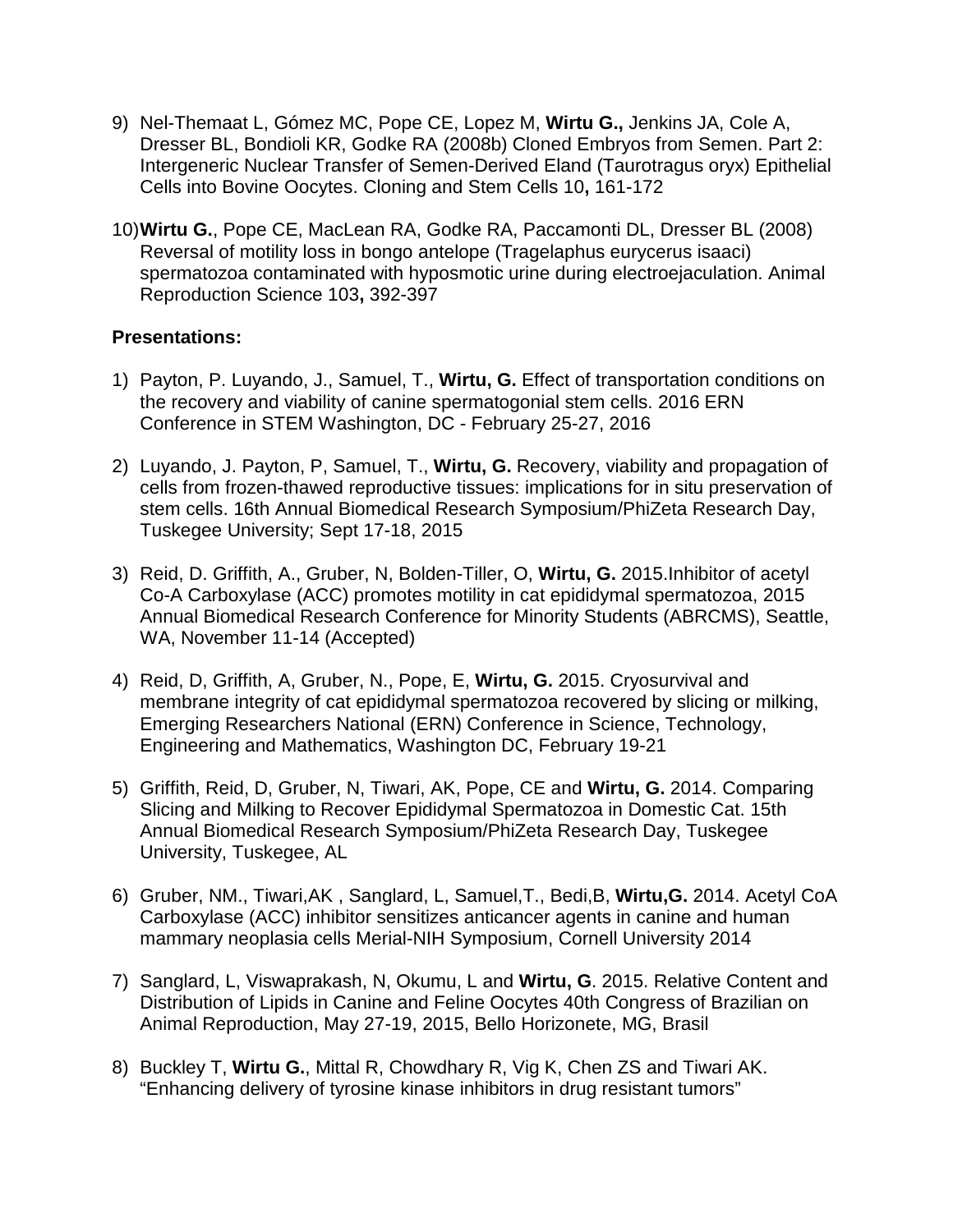9) Nel-Themaat L, Gómez MC, Pope CE, Lopez M, **Wirtu G.,** Jenkins JA, Cole A, Dresser BL, Bondioli KR, Godke RA (2008b) Cloned Embryos from Semen. Part 2: Intergeneric Nuclear Transfer of Semen-Derived Eland (Taurotragus oryx) Epithelial Cells into Bovine Oocytes. Cloning and Stem Cells 10**,** 161-172

10) **Wirtu G.**, Pope CE, MacLean RA, Godke RA, Paccamonti DL, Dresser BL (2008) Reversal of motility loss in bongo antelope (Tragelaphus eurycerus isaaci) spermatozoa contaminated with hyposmotic urine during electroejaculation. Animal Reproduction Science 103**,** 392-397

**Presentations:**

1) Payton, P. Luyando, J., Samuel, T., **Wirtu, G.** Effect of transportation conditions on the recovery and viability of canine spermatogonial stem cells. 2016 ERN Conference in STEM Washington, DC - February 25-27, 2016

2) Luyando, J. Payton, P, Samuel, T., **Wirtu, G.** Recovery, viability and propagation of cells from frozen-thawed reproductive tissues: implications for in situ preservation of stem cells. 16th Annual Biomedical Research Symposium/PhiZeta Research Day, Tuskegee University; Sept 17-18, 2015

3) Reid, D. Griffith, A., Gruber, N, Bolden-Tiller, O, **Wirtu, G.** 2015.Inhibitor of acetyl Co-A Carboxylase (ACC) promotes motility in cat epididymal spermatozoa, 2015 Annual Biomedical Research Conference for Minority Students (ABRCMS), Seattle, WA, November 11-14 (Accepted)

4) Reid, D, Griffith, A, Gruber, N., Pope, E, **Wirtu, G.** 2015. Cryosurvival and membrane integrity of cat epididymal spermatozoa recovered by slicing or milking, Emerging Researchers National (ERN) Conference in Science, Technology, Engineering and Mathematics, Washington DC, February 19-21

5) Griffith, Reid, D, Gruber, N, Tiwari, AK, Pope, CE and **Wirtu, G.** 2014. Comparing Slicing and Milking to Recover Epididymal Spermatozoa in Domestic Cat. 15th Annual Biomedical Research Symposium/PhiZeta Research Day, Tuskegee University, Tuskegee, AL

6) Gruber, NM., Tiwari,AK , Sanglard, L, Samuel,T., Bedi,B, **Wirtu,G.** 2014. Acetyl CoA Carboxylase (ACC) inhibitor sensitizes anticancer agents in canine and human mammary neoplasia cells Merial-NIH Symposium, Cornell University 2014

7) Sanglard, L, Viswaprakash, N, Okumu, L and **Wirtu, G**. 2015. Relative Content and Distribution of Lipids in Canine and Feline Oocytes 40th Congress of Brazilian on Animal Reproduction, May 27-19, 2015, Bello Horizonete, MG, Brasil

8) Buckley T, **Wirtu G.**, Mittal R, Chowdhary R, Vig K, Chen ZS and Tiwari AK. "Enhancing delivery of tyrosine kinase inhibitors in drug resistant tumors"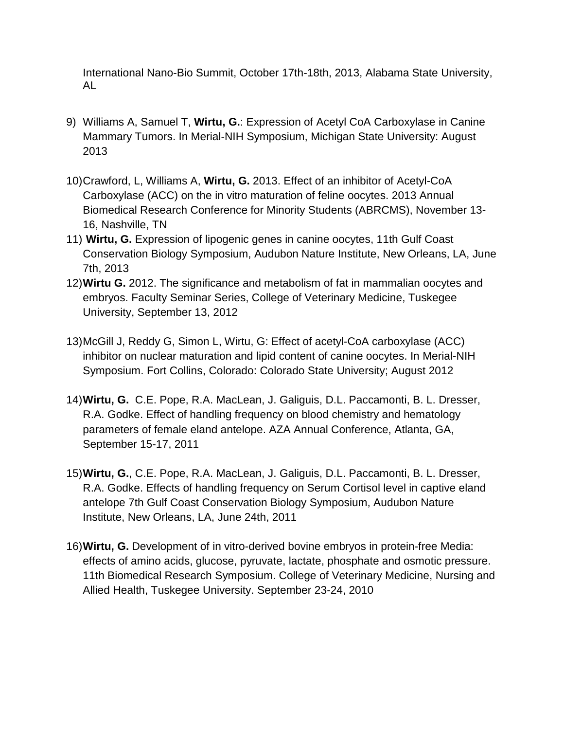International Nano-Bio Summit, October 17th-18th, 2013, Alabama State University, AL

9) Williams A, Samuel T, **Wirtu, G.**: Expression of Acetyl CoA Carboxylase in Canine Mammary Tumors. In Merial-NIH Symposium, Michigan State University: August 2013

10) Crawford, L, Williams A, **Wirtu, G.** 2013. Effect of an inhibitor of Acetyl-CoA Carboxylase (ACC) on the in vitro maturation of feline oocytes. 2013 Annual Biomedical Research Conference for Minority Students (ABRCMS), November 13-16, Nashville, TN

11) **Wirtu, G.** Expression of lipogenic genes in canine oocytes, 11th Gulf Coast Conservation Biology Symposium, Audubon Nature Institute, New Orleans, LA, June 7th, 2013

12) **Wirtu G.** 2012. The significance and metabolism of fat in mammalian oocytes and embryos. Faculty Seminar Series, College of Veterinary Medicine, Tuskegee University, September 13, 2012

13) McGill J, Reddy G, Simon L, Wirtu, G: Effect of acetyl-CoA carboxylase (ACC) inhibitor on nuclear maturation and lipid content of canine oocytes. In Merial-NIH Symposium. Fort Collins, Colorado: Colorado State University; August 2012

14) **Wirtu, G.** C.E. Pope, R.A. MacLean, J. Galiguis, D.L. Paccamonti, B. L. Dresser, R.A. Godke. Effect of handling frequency on blood chemistry and hematology parameters of female eland antelope. AZA Annual Conference, Atlanta, GA, September 15-17, 2011

15) **Wirtu, G.**, C.E. Pope, R.A. MacLean, J. Galiguis, D.L. Paccamonti, B. L. Dresser, R.A. Godke. Effects of handling frequency on Serum Cortisol level in captive eland antelope 7th Gulf Coast Conservation Biology Symposium, Audubon Nature Institute, New Orleans, LA, June 24th, 2011

16) **Wirtu, G.** Development of in vitro-derived bovine embryos in protein-free Media: effects of amino acids, glucose, pyruvate, lactate, phosphate and osmotic pressure. 11th Biomedical Research Symposium. College of Veterinary Medicine, Nursing and Allied Health, Tuskegee University. September 23-24, 2010